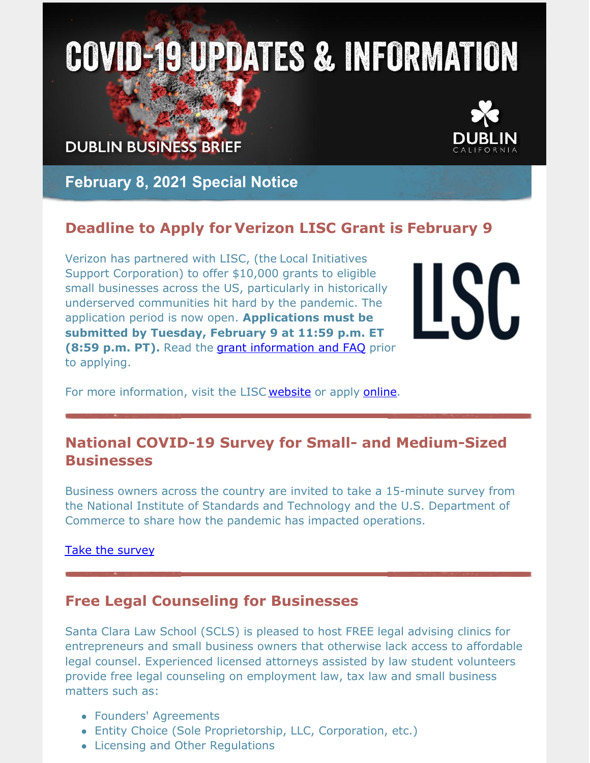# COVID-19 UPDATES & INFORMATION

DUBLIN BUSINESS BRIEF

DUBLIN CALIFORNIA

## February 8, 2021 Special Notice

## Deadline to Apply for Verizon LISC Grant is February 9

Verizon has partnered with LISC, (the Local Initiatives Support Corporation) to offer $10,000 grants to eligible small businesses across the US, particularly in historically underserved communities hit hard by the pandemic. The application period is now open. **Applications must be submitted by Tuesday, February 9 at 11:59 p.m. ET (8:59 p.m. PT).** Read the grant information and FAQ prior to applying.

For more information, visit the LISC website or apply online.

## National COVID-19 Survey for Small- and Medium-Sized Businesses

Business owners across the country are invited to take a 15-minute survey from the National Institute of Standards and Technology and the U.S. Department of Commerce to share how the pandemic has impacted operations.

Take the survey

## Free Legal Counseling for Businesses

Santa Clara Law School (SCLS) is pleased to host FREE legal advising clinics for entrepreneurs and small business owners that otherwise lack access to affordable legal counsel. Experienced licensed attorneys assisted by law student volunteers provide free legal counseling on employment law, tax law and small business matters such as:

- Founders' Agreements
- Entity Choice (Sole Proprietorship, LLC, Corporation, etc.)
- Licensing and Other Regulations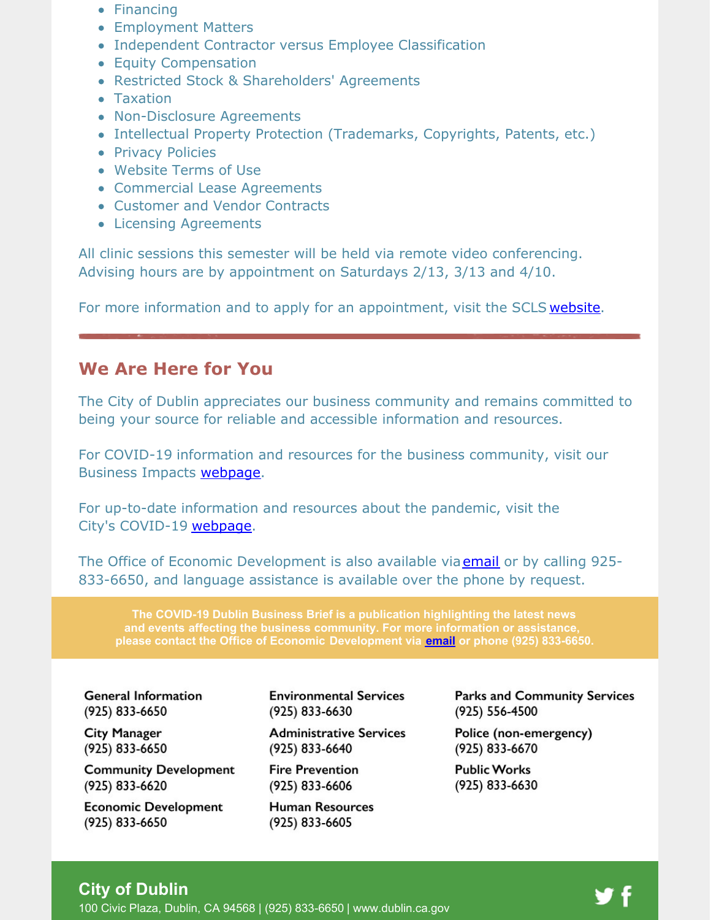- Financing
- Employment Matters
- Independent Contractor versus Employee Classification
- Equity Compensation
- Restricted Stock & Shareholders' Agreements
- Taxation
- Non-Disclosure Agreements
- Intellectual Property Protection (Trademarks, Copyrights, Patents, etc.)
- Privacy Policies
- Website Terms of Use
- Commercial Lease Agreements
- Customer and Vendor Contracts
- Licensing Agreements

All clinic sessions this semester will be held via remote video conferencing. Advising hours are by appointment on Saturdays 2/13, 3/13 and 4/10.

For more information and to apply for an appointment, visit the SCLS website.

---

## We Are Here for You

The City of Dublin appreciates our business community and remains committed to being your source for reliable and accessible information and resources.

For COVID-19 information and resources for the business community, visit our Business Impacts webpage.

For up-to-date information and resources about the pandemic, visit the City's COVID-19 webpage.

The Office of Economic Development is also available via email or by calling 925-833-6650, and language assistance is available over the phone by request.

**The COVID-19 Dublin Business Brief is a publication highlighting the latest news and events affecting the business community. For more information or assistance, please contact the Office of Economic Development via email or phone (925) 833-6650.**

**General Information**
(925) 833-6650

**City Manager**
(925) 833-6650

**Community Development**
(925) 833-6620

**Economic Development**
(925) 833-6650

**Environmental Services**
(925) 833-6630

**Administrative Services**
(925) 833-6640

**Fire Prevention**
(925) 833-6606

**Human Resources**
(925) 833-6605

**Parks and Community Services**
(925) 556-4500

**Police (non-emergency)**
(925) 833-6670

**Public Works**
(925) 833-6630

**City of Dublin**
100 Civic Plaza, Dublin, CA 94568 | (925) 833-6650 | www.dublin.ca.gov